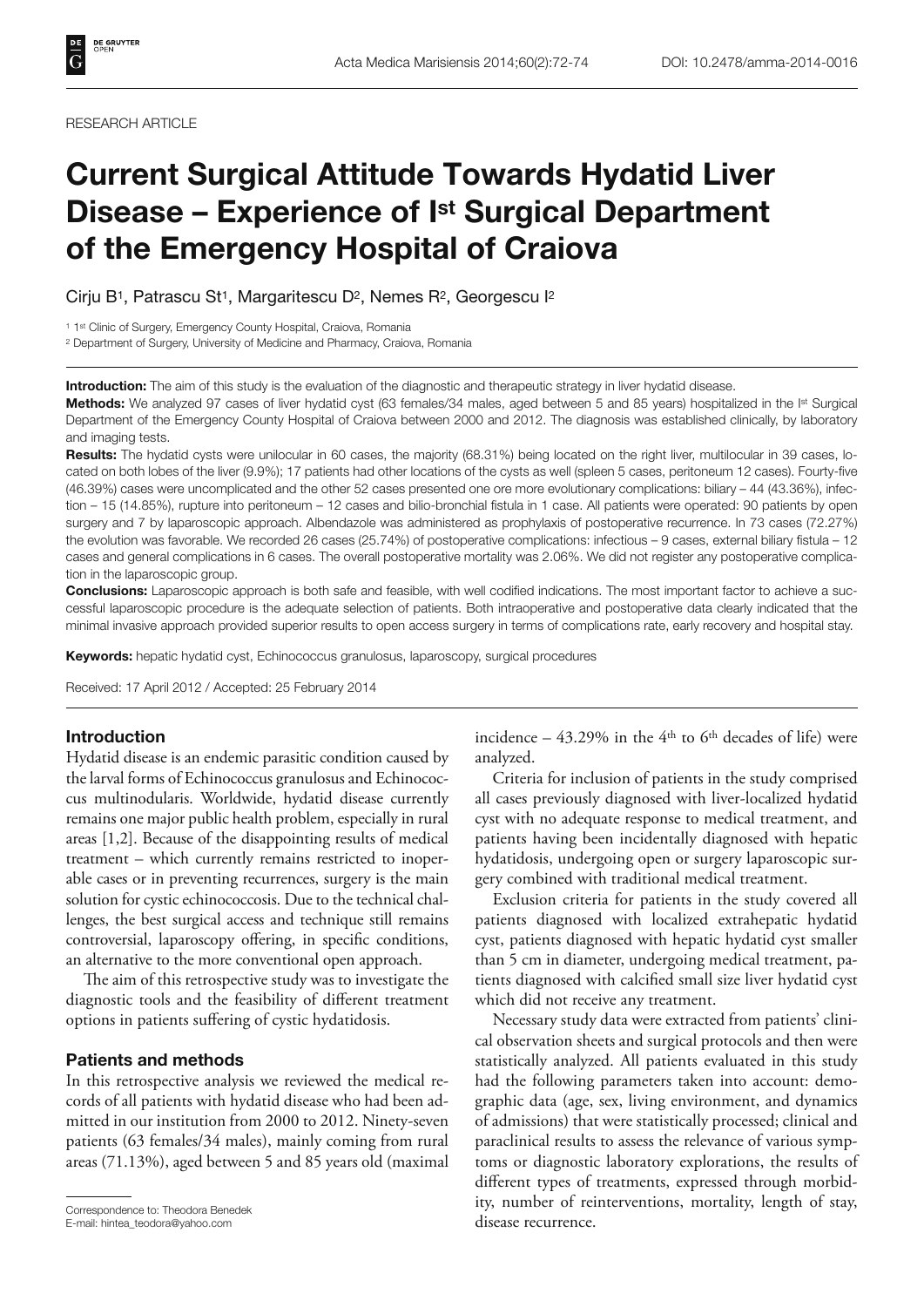RESEARCH ARTICLE

# Current Surgical Attitude Towards Hydatid Liver Disease – Experience of I[st] Surgical Department of the Emergency Hospital of Craiova

Cirju B[1], Patrascu St[1], Margaritescu D[2], Nemes R[2], Georgescu I[2]

[1] 1[st] Clinic of Surgery, Emergency County Hospital, Craiova, Romania

[2] Department of Surgery, University of Medicine and Pharmacy, Craiova, Romania

**Introduction:** The aim of this study is the evaluation of the diagnostic and therapeutic strategy in liver hydatid disease.

**Methods:** We analyzed 97 cases of liver hydatid cyst (63 females/34 males, aged between 5 and 85 years) hospitalized in the I[st] Surgical Department of the Emergency County Hospital of Craiova between 2000 and 2012. The diagnosis was established clinically, by laboratory and imaging tests.

**Results:** The hydatid cysts were unilocular in 60 cases, the majority (68.31%) being located on the right liver, multilocular in 39 cases, located on both lobes of the liver (9.9%); 17 patients had other locations of the cysts as well (spleen 5 cases, peritoneum 12 cases). Fourty-five (46.39%) cases were uncomplicated and the other 52 cases presented one ore more evolutionary complications: biliary – 44 (43.36%), infection – 15 (14.85%), rupture into peritoneum – 12 cases and bilio-bronchial fistula in 1 case. All patients were operated: 90 patients by open surgery and 7 by laparoscopic approach. Albendazole was administered as prophylaxis of postoperative recurrence. In 73 cases (72.27%) the evolution was favorable. We recorded 26 cases (25.74%) of postoperative complications: infectious – 9 cases, external biliary fistula – 12 cases and general complications in 6 cases. The overall postoperative mortality was 2.06%. We did not register any postoperative complication in the laparoscopic group.

**Conclusions:** Laparoscopic approach is both safe and feasible, with well codified indications. The most important factor to achieve a successful laparoscopic procedure is the adequate selection of patients. Both intraoperative and postoperative data clearly indicated that the minimal invasive approach provided superior results to open access surgery in terms of complications rate, early recovery and hospital stay.

**Keywords:** hepatic hydatid cyst, Echinococcus granulosus, laparoscopy, surgical procedures

Received: 17 April 2012 / Accepted: 25 February 2014

## Introduction

Hydatid disease is an endemic parasitic condition caused by the larval forms of Echinococcus granulosus and Echinococcus multinodularis. Worldwide, hydatid disease currently remains one major public health problem, especially in rural areas [1,2]. Because of the disappointing results of medical treatment – which currently remains restricted to inoperable cases or in preventing recurrences, surgery is the main solution for cystic echinococcosis. Due to the technical challenges, the best surgical access and technique still remains controversial, laparoscopy offering, in specific conditions, an alternative to the more conventional open approach.

The aim of this retrospective study was to investigate the diagnostic tools and the feasibility of different treatment options in patients suffering of cystic hydatidosis.

## Patients and methods

In this retrospective analysis we reviewed the medical records of all patients with hydatid disease who had been admitted in our institution from 2000 to 2012. Ninety-seven patients (63 females/34 males), mainly coming from rural areas (71.13%), aged between 5 and 85 years old (maximal incidence – 43.29% in the 4[th] to 6[th] decades of life) were analyzed.

Criteria for inclusion of patients in the study comprised all cases previously diagnosed with liver-localized hydatid cyst with no adequate response to medical treatment, and patients having been incidentally diagnosed with hepatic hydatidosis, undergoing open or surgery laparoscopic surgery combined with traditional medical treatment.

Exclusion criteria for patients in the study covered all patients diagnosed with localized extrahepatic hydatid cyst, patients diagnosed with hepatic hydatid cyst smaller than 5 cm in diameter, undergoing medical treatment, patients diagnosed with calcified small size liver hydatid cyst which did not receive any treatment.

Necessary study data were extracted from patients' clinical observation sheets and surgical protocols and then were statistically analyzed. All patients evaluated in this study had the following parameters taken into account: demographic data (age, sex, living environment, and dynamics of admissions) that were statistically processed; clinical and paraclinical results to assess the relevance of various symptoms or diagnostic laboratory explorations, the results of different types of treatments, expressed through morbidity, number of reinterventions, mortality, length of stay, disease recurrence.

Correspondence to: Theodora Benedek
E-mail: hintea_teodora@yahoo.com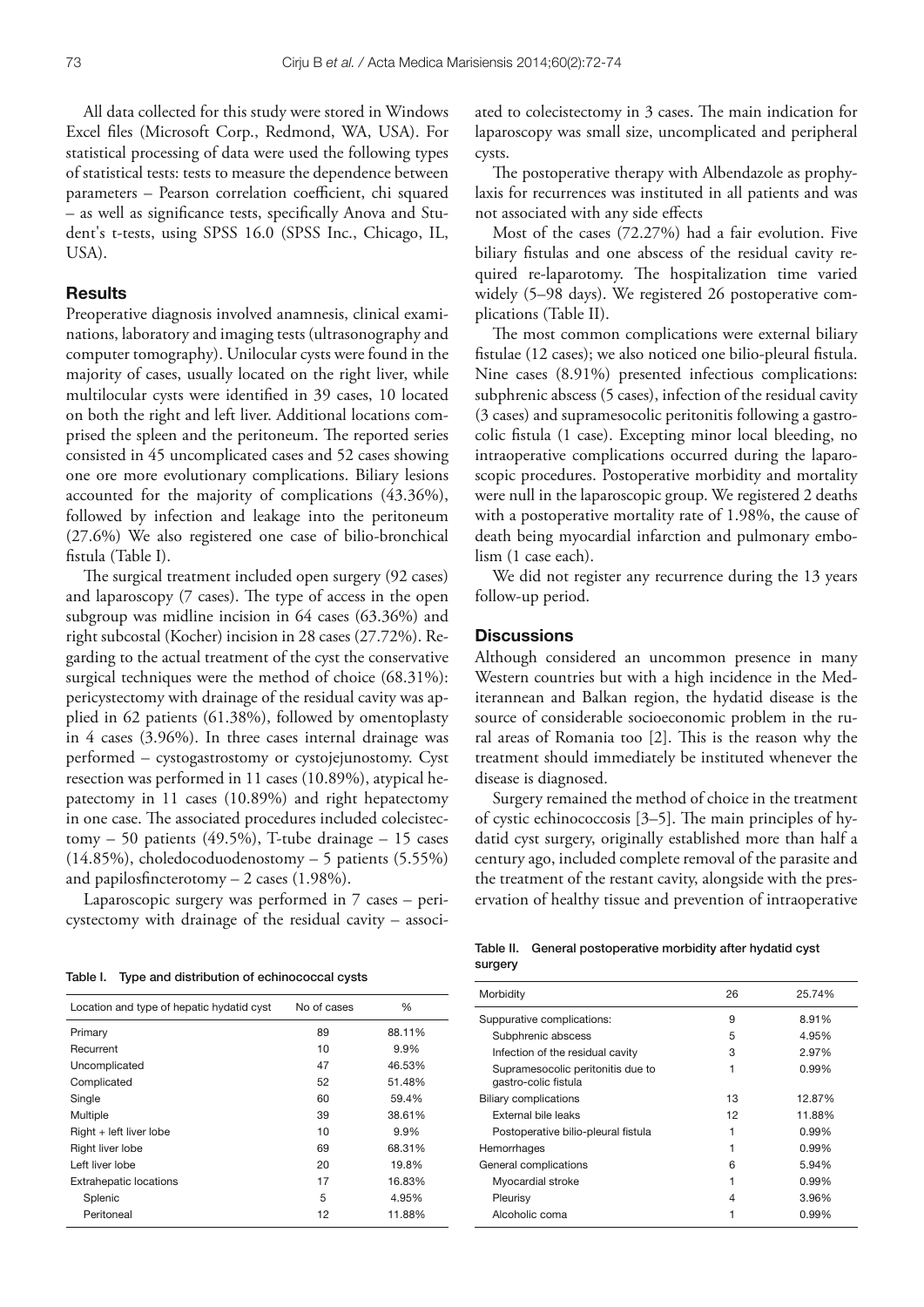All data collected for this study were stored in Windows Excel files (Microsoft Corp., Redmond, WA, USA). For statistical processing of data were used the following types of statistical tests: tests to measure the dependence between parameters – Pearson correlation coefficient, chi squared – as well as significance tests, specifically Anova and Student's t-tests, using SPSS 16.0 (SPSS Inc., Chicago, IL, USA).

## Results

Preoperative diagnosis involved anamnesis, clinical examinations, laboratory and imaging tests (ultrasonography and computer tomography). Unilocular cysts were found in the majority of cases, usually located on the right liver, while multilocular cysts were identified in 39 cases, 10 located on both the right and left liver. Additional locations comprised the spleen and the peritoneum. The reported series consisted in 45 uncomplicated cases and 52 cases showing one ore more evolutionary complications. Biliary lesions accounted for the majority of complications (43.36%), followed by infection and leakage into the peritoneum (27.6%) We also registered one case of bilio-bronchical fistula (Table I).

The surgical treatment included open surgery (92 cases) and laparoscopy (7 cases). The type of access in the open subgroup was midline incision in 64 cases (63.36%) and right subcostal (Kocher) incision in 28 cases (27.72%). Regarding to the actual treatment of the cyst the conservative surgical techniques were the method of choice (68.31%): pericystectomy with drainage of the residual cavity was applied in 62 patients (61.38%), followed by omentoplasty in 4 cases (3.96%). In three cases internal drainage was performed – cystogastrostomy or cystojejunostomy. Cyst resection was performed in 11 cases (10.89%), atypical hepatectomy in 11 cases (10.89%) and right hepatectomy in one case. The associated procedures included colecistectomy – 50 patients (49.5%), T-tube drainage – 15 cases (14.85%), choledocoduodenostomy – 5 patients (5.55%) and papilosfincterotomy – 2 cases (1.98%).

Laparoscopic surgery was performed in 7 cases – pericystectomy with drainage of the residual cavity – associated to colecistectomy in 3 cases. The main indication for laparoscopy was small size, uncomplicated and peripheral cysts.

The postoperative therapy with Albendazole as prophylaxis for recurrences was instituted in all patients and was not associated with any side effects

Most of the cases (72.27%) had a fair evolution. Five biliary fistulas and one abscess of the residual cavity required re-laparotomy. The hospitalization time varied widely (5–98 days). We registered 26 postoperative complications (Table II).

The most common complications were external biliary fistulae (12 cases); we also noticed one bilio-pleural fistula. Nine cases (8.91%) presented infectious complications: subphrenic abscess (5 cases), infection of the residual cavity (3 cases) and supramesocolic peritonitis following a gastrocolic fistula (1 case). Excepting minor local bleeding, no intraoperative complications occurred during the laparoscopic procedures. Postoperative morbidity and mortality were null in the laparoscopic group. We registered 2 deaths with a postoperative mortality rate of 1.98%, the cause of death being myocardial infarction and pulmonary embolism (1 case each).

We did not register any recurrence during the 13 years follow-up period.

## Discussions

Although considered an uncommon presence in many Western countries but with a high incidence in the Mediterannean and Balkan region, the hydatid disease is the source of considerable socioeconomic problem in the rural areas of Romania too [2]. This is the reason why the treatment should immediately be instituted whenever the disease is diagnosed.

Surgery remained the method of choice in the treatment of cystic echinococcosis [3–5]. The main principles of hydatid cyst surgery, originally established more than half a century ago, included complete removal of the parasite and the treatment of the restant cavity, alongside with the preservation of healthy tissue and prevention of intraoperative

**Table I. Type and distribution of echinococcal cysts**

| Location and type of hepatic hydatid cyst | No of cases | % |
|---|---|---|
| Primary | 89 | 88.11% |
| Recurrent | 10 | 9.9% |
| Uncomplicated | 47 | 46.53% |
| Complicated | 52 | 51.48% |
| Single | 60 | 59.4% |
| Multiple | 39 | 38.61% |
| Right + left liver lobe | 10 | 9.9% |
| Right liver lobe | 69 | 68.31% |
| Left liver lobe | 20 | 19.8% |
| Extrahepatic locations | 17 | 16.83% |
| Splenic | 5 | 4.95% |
| Peritoneal | 12 | 11.88% |

**Table II. General postoperative morbidity after hydatid cyst surgery**

| Morbidity | 26 | 25.74% |
|---|---|---|
| Suppurative complications: | 9 | 8.91% |
| Subphrenic abscess | 5 | 4.95% |
| Infection of the residual cavity | 3 | 2.97% |
| Supramesocolic peritonitis due to gastro-colic fistula | 1 | 0.99% |
| Biliary complications | 13 | 12.87% |
| External bile leaks | 12 | 11.88% |
| Postoperative bilio-pleural fistula | 1 | 0.99% |
| Hemorrhages | 1 | 0.99% |
| General complications | 6 | 5.94% |
| Myocardial stroke | 1 | 0.99% |
| Pleurisy | 4 | 3.96% |
| Alcoholic coma | 1 | 0.99% |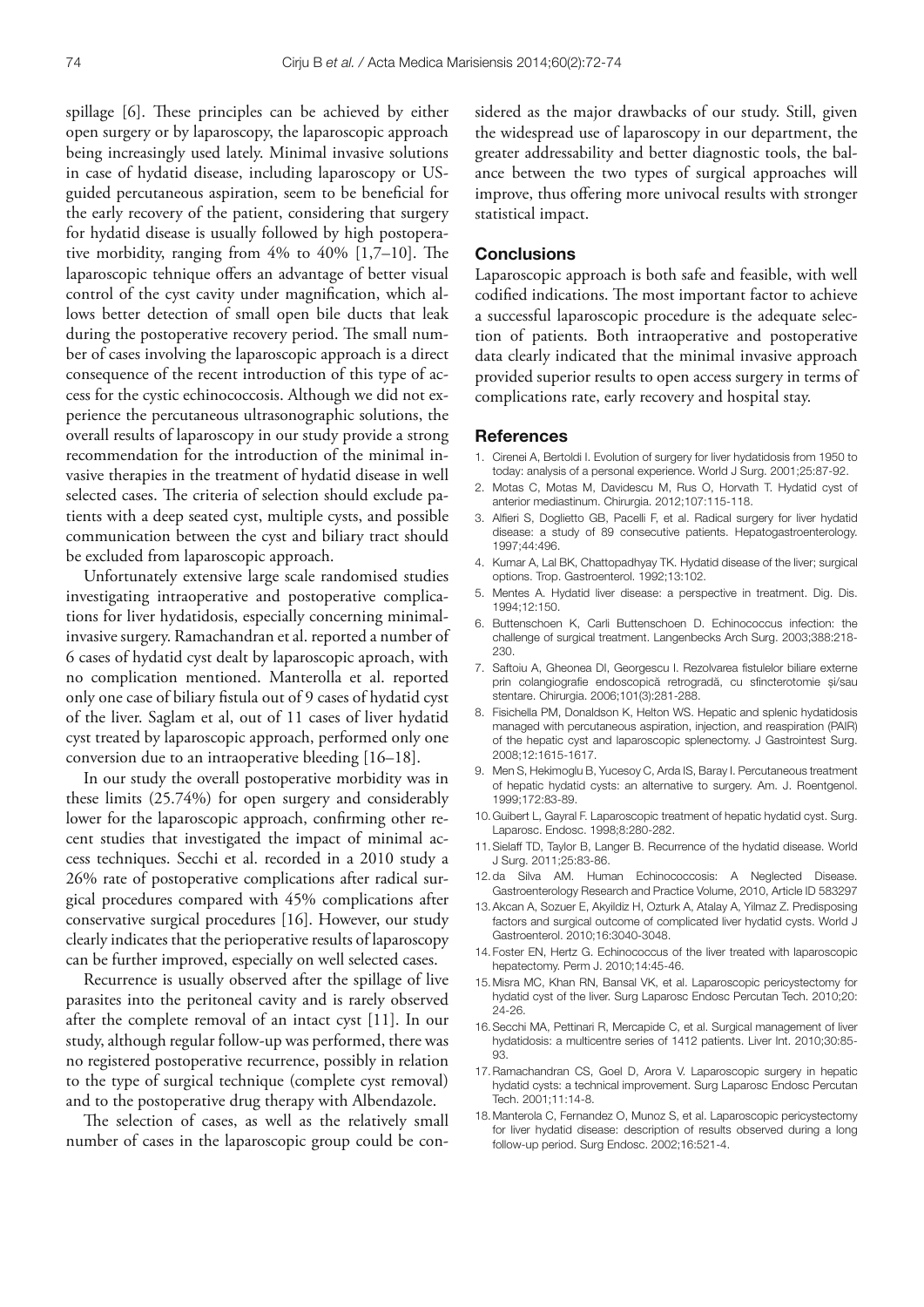spillage [6]. These principles can be achieved by either open surgery or by laparoscopy, the laparoscopic approach being increasingly used lately. Minimal invasive solutions in case of hydatid disease, including laparoscopy or US-guided percutaneous aspiration, seem to be beneficial for the early recovery of the patient, considering that surgery for hydatid disease is usually followed by high postoperative morbidity, ranging from 4% to 40% [1,7–10]. The laparoscopic tehnique offers an advantage of better visual control of the cyst cavity under magnification, which allows better detection of small open bile ducts that leak during the postoperative recovery period. The small number of cases involving the laparoscopic approach is a direct consequence of the recent introduction of this type of access for the cystic echinococcosis. Although we did not experience the percutaneous ultrasonographic solutions, the overall results of laparoscopy in our study provide a strong recommendation for the introduction of the minimal invasive therapies in the treatment of hydatid disease in well selected cases. The criteria of selection should exclude patients with a deep seated cyst, multiple cysts, and possible communication between the cyst and biliary tract should be excluded from laparoscopic approach.

Unfortunately extensive large scale randomised studies investigating intraoperative and postoperative complications for liver hydatidosis, especially concerning minimal-invasive surgery. Ramachandran et al. reported a number of 6 cases of hydatid cyst dealt by laparoscopic aproach, with no complication mentioned. Manterolla et al. reported only one case of biliary fistula out of 9 cases of hydatid cyst of the liver. Saglam et al, out of 11 cases of liver hydatid cyst treated by laparoscopic approach, performed only one conversion due to an intraoperative bleeding [16–18].

In our study the overall postoperative morbidity was in these limits (25.74%) for open surgery and considerably lower for the laparoscopic approach, confirming other recent studies that investigated the impact of minimal access techniques. Secchi et al. recorded in a 2010 study a 26% rate of postoperative complications after radical surgical procedures compared with 45% complications after conservative surgical procedures [16]. However, our study clearly indicates that the perioperative results of laparoscopy can be further improved, especially on well selected cases.

Recurrence is usually observed after the spillage of live parasites into the peritoneal cavity and is rarely observed after the complete removal of an intact cyst [11]. In our study, although regular follow-up was performed, there was no registered postoperative recurrence, possibly in relation to the type of surgical technique (complete cyst removal) and to the postoperative drug therapy with Albendazole.

The selection of cases, as well as the relatively small number of cases in the laparoscopic group could be considered as the major drawbacks of our study. Still, given the widespread use of laparoscopy in our department, the greater addressability and better diagnostic tools, the balance between the two types of surgical approaches will improve, thus offering more univocal results with stronger statistical impact.

## Conclusions

Laparoscopic approach is both safe and feasible, with well codified indications. The most important factor to achieve a successful laparoscopic procedure is the adequate selection of patients. Both intraoperative and postoperative data clearly indicated that the minimal invasive approach provided superior results to open access surgery in terms of complications rate, early recovery and hospital stay.

## References

1. Cirenei A, Bertoldi I. Evolution of surgery for liver hydatidosis from 1950 to today: analysis of a personal experience. World J Surg. 2001;25:87-92.
2. Motas C, Motas M, Davidescu M, Rus O, Horvath T. Hydatid cyst of anterior mediastinum. Chirurgia. 2012;107:115-118.
3. Alfieri S, Doglietto GB, Pacelli F, et al. Radical surgery for liver hydatid disease: a study of 89 consecutive patients. Hepatogastroenterology. 1997;44:496.
4. Kumar A, Lal BK, Chattopadhyay TK. Hydatid disease of the liver; surgical options. Trop. Gastroenterol. 1992;13:102.
5. Mentes A. Hydatid liver disease: a perspective in treatment. Dig. Dis. 1994;12:150.
6. Buttenschoen K, Carli Buttenschoen D. Echinococcus infection: the challenge of surgical treatment. Langenbecks Arch Surg. 2003;388:218-230.
7. Saftoiu A, Gheonea DI, Georgescu I. Rezolvarea fistulelor biliare externe prin colangiografie endoscopică retrogradă, cu sfincterotomie şi/sau stentare. Chirurgia. 2006;101(3):281-288.
8. Fisichella PM, Donaldson K, Helton WS. Hepatic and splenic hydatidosis managed with percutaneous aspiration, injection, and reaspiration (PAIR) of the hepatic cyst and laparoscopic splenectomy. J Gastrointest Surg. 2008;12:1615-1617.
9. Men S, Hekimoglu B, Yucesoy C, Arda IS, Baray I. Percutaneous treatment of hepatic hydatid cysts: an alternative to surgery. Am. J. Roentgenol. 1999;172:83-89.
10. Guibert L, Gayral F. Laparoscopic treatment of hepatic hydatid cyst. Surg. Laparosc. Endosc. 1998;8:280-282.
11. Sielaff TD, Taylor B, Langer B. Recurrence of the hydatid disease. World J Surg. 2011;25:83-86.
12. da Silva AM. Human Echinococcosis: A Neglected Disease. Gastroenterology Research and Practice Volume, 2010, Article ID 583297
13. Akcan A, Sozuer E, Akyildiz H, Ozturk A, Atalay A, Yilmaz Z. Predisposing factors and surgical outcome of complicated liver hydatid cysts. World J Gastroenterol. 2010;16:3040-3048.
14. Foster EN, Hertz G. Echinococcus of the liver treated with laparoscopic hepatectomy. Perm J. 2010;14:45-46.
15. Misra MC, Khan RN, Bansal VK, et al. Laparoscopic pericystectomy for hydatid cyst of the liver. Surg Laparosc Endosc Percutan Tech. 2010;20: 24-26.
16. Secchi MA, Pettinari R, Mercapide C, et al. Surgical management of liver hydatidosis: a multicentre series of 1412 patients. Liver Int. 2010;30:85-93.
17. Ramachandran CS, Goel D, Arora V. Laparoscopic surgery in hepatic hydatid cysts: a technical improvement. Surg Laparosc Endosc Percutan Tech. 2001;11:14-8.
18. Manterola C, Fernandez O, Munoz S, et al. Laparoscopic pericystectomy for liver hydatid disease: description of results observed during a long follow-up period. Surg Endosc. 2002;16:521-4.